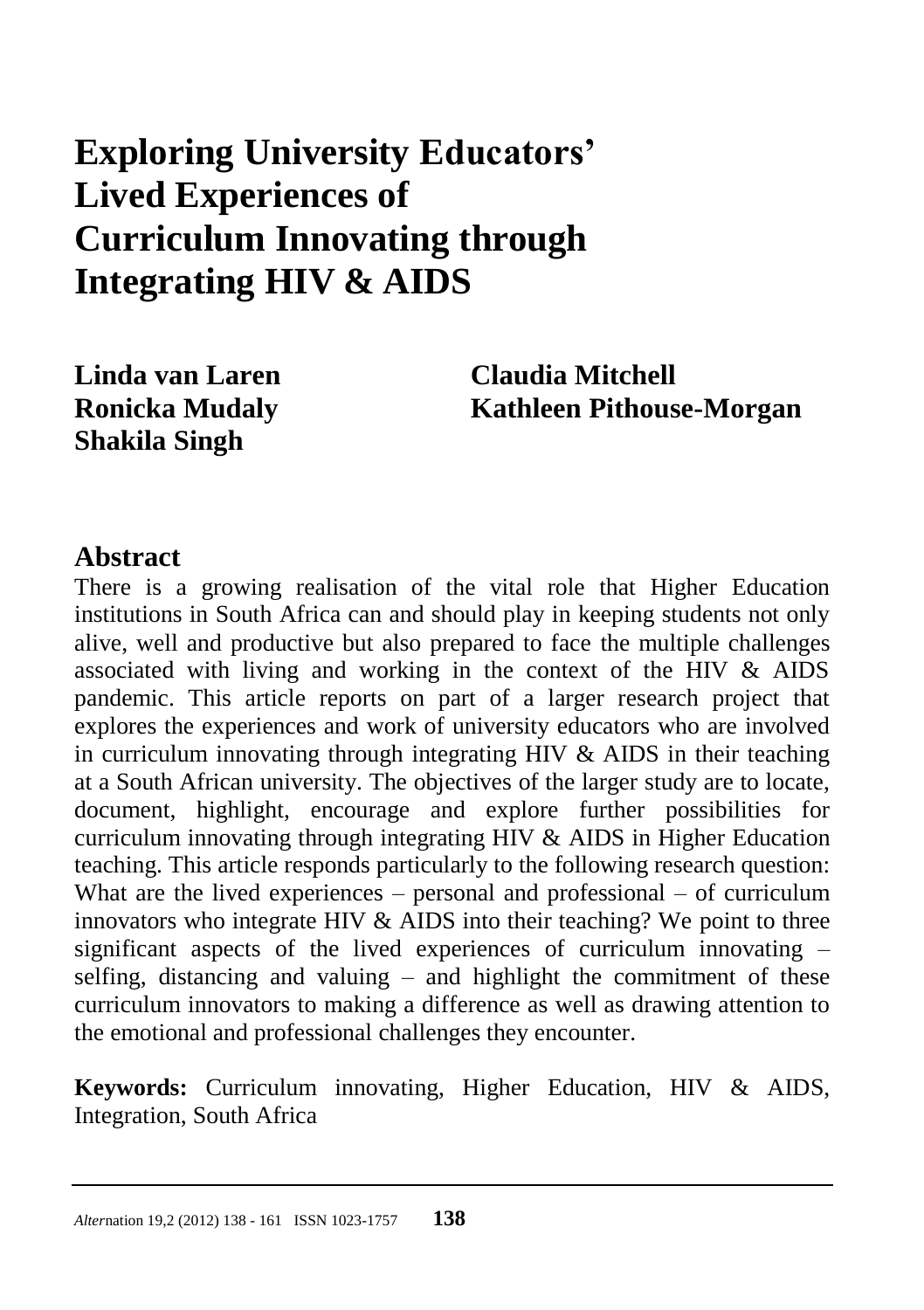# Exploring University Educators' Lived Experiences of Curriculum Innovating through Integrating HIV & AIDS

**Linda van Laren**
**Ronicka Mudaly**
**Shakila Singh**
**Claudia Mitchell**
**Kathleen Pithouse-Morgan**

## Abstract

There is a growing realisation of the vital role that Higher Education institutions in South Africa can and should play in keeping students not only alive, well and productive but also prepared to face the multiple challenges associated with living and working in the context of the HIV & AIDS pandemic. This article reports on part of a larger research project that explores the experiences and work of university educators who are involved in curriculum innovating through integrating HIV & AIDS in their teaching at a South African university. The objectives of the larger study are to locate, document, highlight, encourage and explore further possibilities for curriculum innovating through integrating HIV & AIDS in Higher Education teaching. This article responds particularly to the following research question: What are the lived experiences – personal and professional – of curriculum innovators who integrate HIV & AIDS into their teaching? We point to three significant aspects of the lived experiences of curriculum innovating – selfing, distancing and valuing – and highlight the commitment of these curriculum innovators to making a difference as well as drawing attention to the emotional and professional challenges they encounter.

**Keywords:** Curriculum innovating, Higher Education, HIV & AIDS, Integration, South Africa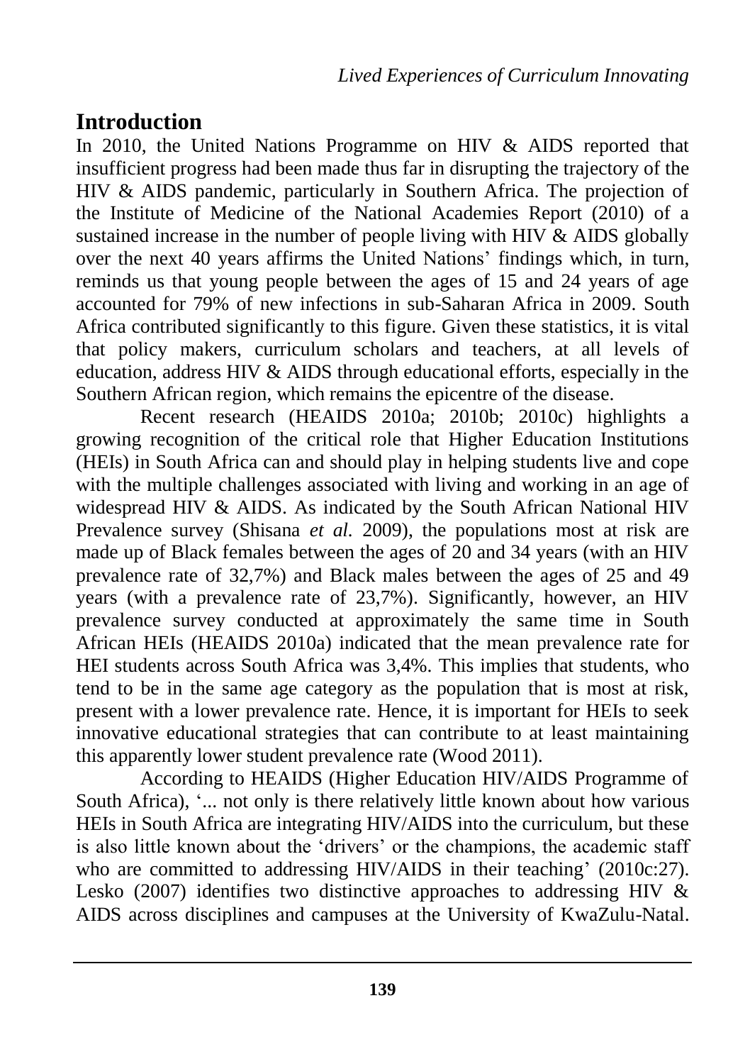## Introduction

In 2010, the United Nations Programme on HIV & AIDS reported that insufficient progress had been made thus far in disrupting the trajectory of the HIV & AIDS pandemic, particularly in Southern Africa. The projection of the Institute of Medicine of the National Academies Report (2010) of a sustained increase in the number of people living with HIV & AIDS globally over the next 40 years affirms the United Nations' findings which, in turn, reminds us that young people between the ages of 15 and 24 years of age accounted for 79% of new infections in sub-Saharan Africa in 2009. South Africa contributed significantly to this figure. Given these statistics, it is vital that policy makers, curriculum scholars and teachers, at all levels of education, address HIV & AIDS through educational efforts, especially in the Southern African region, which remains the epicentre of the disease.

Recent research (HEAIDS 2010a; 2010b; 2010c) highlights a growing recognition of the critical role that Higher Education Institutions (HEIs) in South Africa can and should play in helping students live and cope with the multiple challenges associated with living and working in an age of widespread HIV & AIDS. As indicated by the South African National HIV Prevalence survey (Shisana *et al.* 2009), the populations most at risk are made up of Black females between the ages of 20 and 34 years (with an HIV prevalence rate of 32,7%) and Black males between the ages of 25 and 49 years (with a prevalence rate of 23,7%). Significantly, however, an HIV prevalence survey conducted at approximately the same time in South African HEIs (HEAIDS 2010a) indicated that the mean prevalence rate for HEI students across South Africa was 3,4%. This implies that students, who tend to be in the same age category as the population that is most at risk, present with a lower prevalence rate. Hence, it is important for HEIs to seek innovative educational strategies that can contribute to at least maintaining this apparently lower student prevalence rate (Wood 2011).

According to HEAIDS (Higher Education HIV/AIDS Programme of South Africa), '... not only is there relatively little known about how various HEIs in South Africa are integrating HIV/AIDS into the curriculum, but these is also little known about the 'drivers' or the champions, the academic staff who are committed to addressing HIV/AIDS in their teaching' (2010c:27). Lesko (2007) identifies two distinctive approaches to addressing HIV & AIDS across disciplines and campuses at the University of KwaZulu-Natal.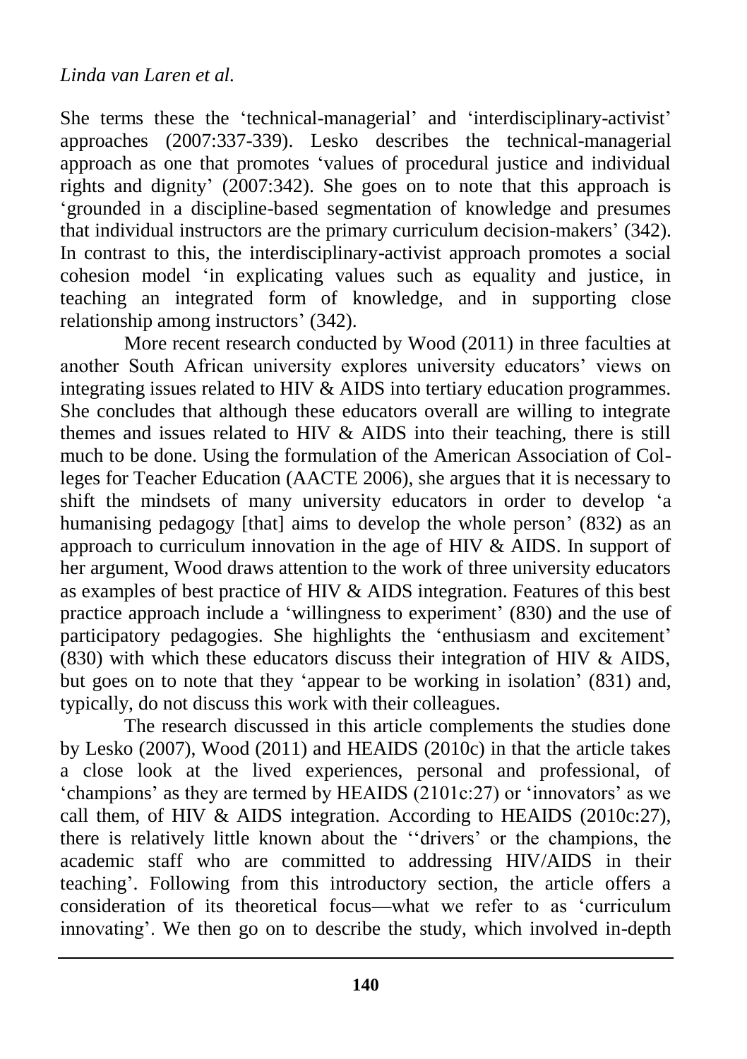She terms these the 'technical-managerial' and 'interdisciplinary-activist' approaches (2007:337-339). Lesko describes the technical-managerial approach as one that promotes 'values of procedural justice and individual rights and dignity' (2007:342). She goes on to note that this approach is 'grounded in a discipline-based segmentation of knowledge and presumes that individual instructors are the primary curriculum decision-makers' (342). In contrast to this, the interdisciplinary-activist approach promotes a social cohesion model 'in explicating values such as equality and justice, in teaching an integrated form of knowledge, and in supporting close relationship among instructors' (342).

More recent research conducted by Wood (2011) in three faculties at another South African university explores university educators' views on integrating issues related to HIV & AIDS into tertiary education programmes. She concludes that although these educators overall are willing to integrate themes and issues related to HIV & AIDS into their teaching, there is still much to be done. Using the formulation of the American Association of Colleges for Teacher Education (AACTE 2006), she argues that it is necessary to shift the mindsets of many university educators in order to develop 'a humanising pedagogy [that] aims to develop the whole person' (832) as an approach to curriculum innovation in the age of HIV & AIDS. In support of her argument, Wood draws attention to the work of three university educators as examples of best practice of HIV & AIDS integration. Features of this best practice approach include a 'willingness to experiment' (830) and the use of participatory pedagogies. She highlights the 'enthusiasm and excitement' (830) with which these educators discuss their integration of HIV & AIDS, but goes on to note that they 'appear to be working in isolation' (831) and, typically, do not discuss this work with their colleagues.

The research discussed in this article complements the studies done by Lesko (2007), Wood (2011) and HEAIDS (2010c) in that the article takes a close look at the lived experiences, personal and professional, of 'champions' as they are termed by HEAIDS (2101c:27) or 'innovators' as we call them, of HIV & AIDS integration. According to HEAIDS (2010c:27), there is relatively little known about the ''drivers' or the champions, the academic staff who are committed to addressing HIV/AIDS in their teaching'. Following from this introductory section, the article offers a consideration of its theoretical focus—what we refer to as 'curriculum innovating'. We then go on to describe the study, which involved in-depth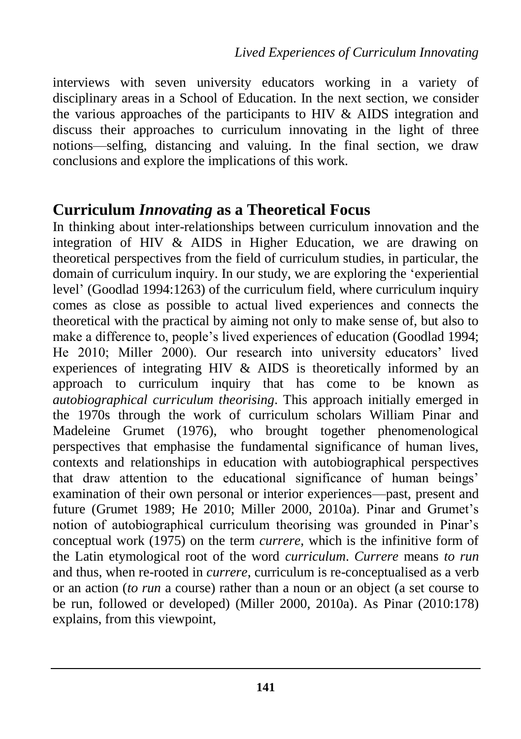interviews with seven university educators working in a variety of disciplinary areas in a School of Education. In the next section, we consider the various approaches of the participants to HIV & AIDS integration and discuss their approaches to curriculum innovating in the light of three notions—selfing, distancing and valuing. In the final section, we draw conclusions and explore the implications of this work.

## Curriculum *Innovating* as a Theoretical Focus

In thinking about inter-relationships between curriculum innovation and the integration of HIV & AIDS in Higher Education, we are drawing on theoretical perspectives from the field of curriculum studies, in particular, the domain of curriculum inquiry. In our study, we are exploring the 'experiential level' (Goodlad 1994:1263) of the curriculum field, where curriculum inquiry comes as close as possible to actual lived experiences and connects the theoretical with the practical by aiming not only to make sense of, but also to make a difference to, people's lived experiences of education (Goodlad 1994; He 2010; Miller 2000). Our research into university educators' lived experiences of integrating HIV & AIDS is theoretically informed by an approach to curriculum inquiry that has come to be known as *autobiographical curriculum theorising*. This approach initially emerged in the 1970s through the work of curriculum scholars William Pinar and Madeleine Grumet (1976), who brought together phenomenological perspectives that emphasise the fundamental significance of human lives, contexts and relationships in education with autobiographical perspectives that draw attention to the educational significance of human beings' examination of their own personal or interior experiences—past, present and future (Grumet 1989; He 2010; Miller 2000, 2010a). Pinar and Grumet's notion of autobiographical curriculum theorising was grounded in Pinar's conceptual work (1975) on the term *currere*, which is the infinitive form of the Latin etymological root of the word *curriculum*. *Currere* means *to run* and thus, when re-rooted in *currere*, curriculum is re-conceptualised as a verb or an action (*to run* a course) rather than a noun or an object (a set course to be run, followed or developed) (Miller 2000, 2010a). As Pinar (2010:178) explains, from this viewpoint,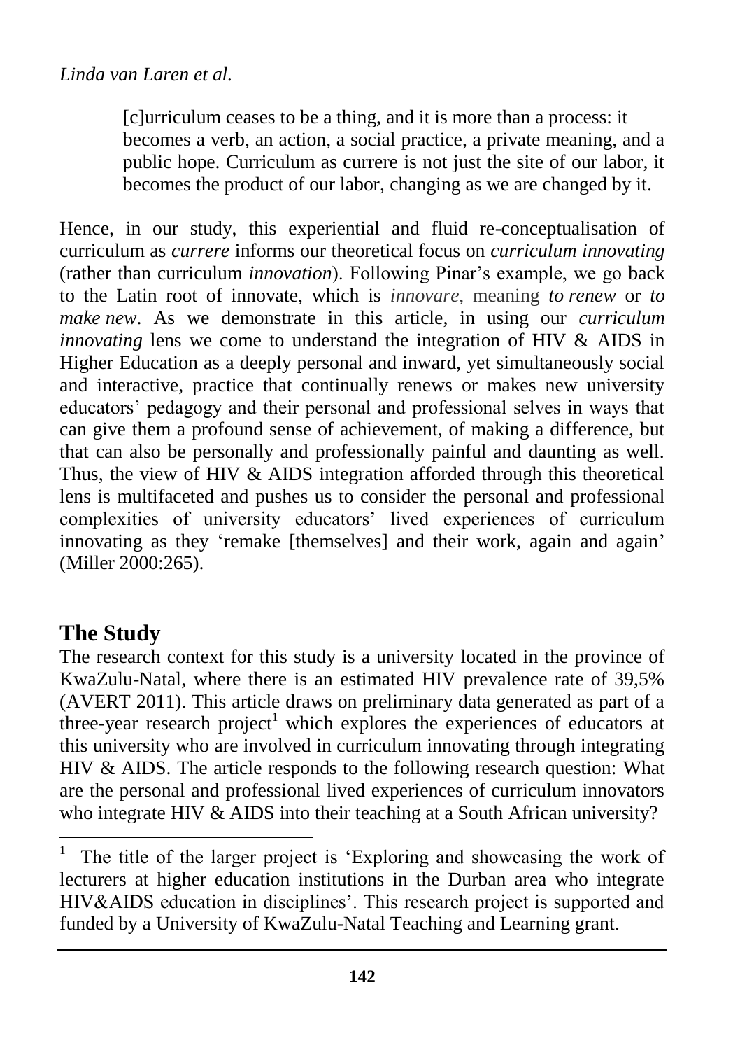> [c]urriculum ceases to be a thing, and it is more than a process: it becomes a verb, an action, a social practice, a private meaning, and a public hope. Curriculum as currere is not just the site of our labor, it becomes the product of our labor, changing as we are changed by it.

Hence, in our study, this experiential and fluid re-conceptualisation of curriculum as *currere* informs our theoretical focus on *curriculum innovating* (rather than curriculum *innovation*). Following Pinar's example, we go back to the Latin root of innovate, which is *innovare*, meaning *to renew* or *to make new*. As we demonstrate in this article, in using our *curriculum innovating* lens we come to understand the integration of HIV & AIDS in Higher Education as a deeply personal and inward, yet simultaneously social and interactive, practice that continually renews or makes new university educators' pedagogy and their personal and professional selves in ways that can give them a profound sense of achievement, of making a difference, but that can also be personally and professionally painful and daunting as well. Thus, the view of HIV & AIDS integration afforded through this theoretical lens is multifaceted and pushes us to consider the personal and professional complexities of university educators' lived experiences of curriculum innovating as they 'remake [themselves] and their work, again and again' (Miller 2000:265).

## The Study

The research context for this study is a university located in the province of KwaZulu-Natal, where there is an estimated HIV prevalence rate of 39,5% (AVERT 2011). This article draws on preliminary data generated as part of a three-year research project[1] which explores the experiences of educators at this university who are involved in curriculum innovating through integrating HIV & AIDS. The article responds to the following research question: What are the personal and professional lived experiences of curriculum innovators who integrate HIV & AIDS into their teaching at a South African university?

[1] The title of the larger project is 'Exploring and showcasing the work of lecturers at higher education institutions in the Durban area who integrate HIV&AIDS education in disciplines'. This research project is supported and funded by a University of KwaZulu-Natal Teaching and Learning grant.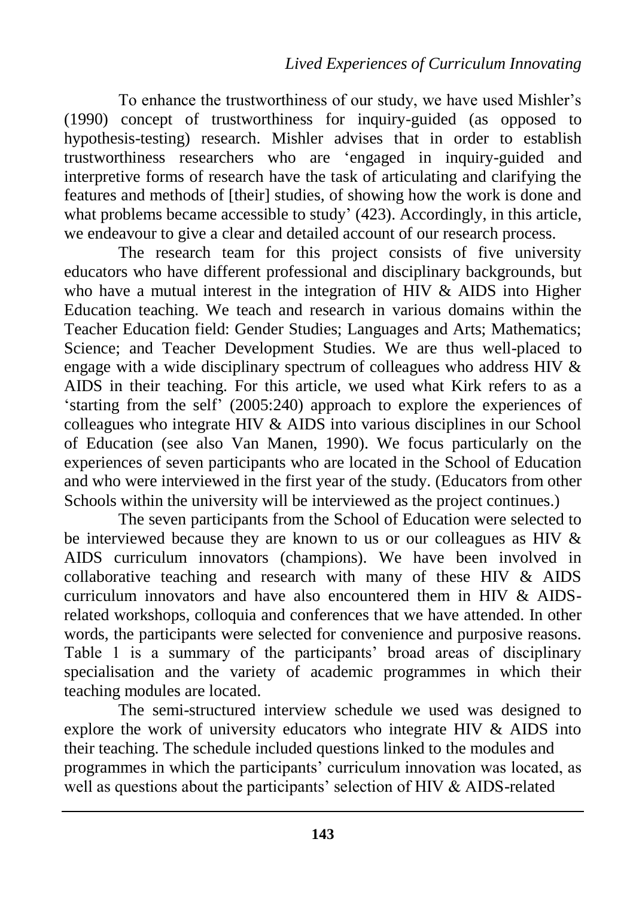To enhance the trustworthiness of our study, we have used Mishler's (1990) concept of trustworthiness for inquiry-guided (as opposed to hypothesis-testing) research. Mishler advises that in order to establish trustworthiness researchers who are 'engaged in inquiry-guided and interpretive forms of research have the task of articulating and clarifying the features and methods of [their] studies, of showing how the work is done and what problems became accessible to study' (423). Accordingly, in this article, we endeavour to give a clear and detailed account of our research process.

The research team for this project consists of five university educators who have different professional and disciplinary backgrounds, but who have a mutual interest in the integration of HIV & AIDS into Higher Education teaching. We teach and research in various domains within the Teacher Education field: Gender Studies; Languages and Arts; Mathematics; Science; and Teacher Development Studies. We are thus well-placed to engage with a wide disciplinary spectrum of colleagues who address HIV & AIDS in their teaching. For this article, we used what Kirk refers to as a 'starting from the self' (2005:240) approach to explore the experiences of colleagues who integrate HIV & AIDS into various disciplines in our School of Education (see also Van Manen, 1990). We focus particularly on the experiences of seven participants who are located in the School of Education and who were interviewed in the first year of the study. (Educators from other Schools within the university will be interviewed as the project continues.)

The seven participants from the School of Education were selected to be interviewed because they are known to us or our colleagues as HIV & AIDS curriculum innovators (champions). We have been involved in collaborative teaching and research with many of these HIV & AIDS curriculum innovators and have also encountered them in HIV & AIDS-related workshops, colloquia and conferences that we have attended. In other words, the participants were selected for convenience and purposive reasons. Table 1 is a summary of the participants' broad areas of disciplinary specialisation and the variety of academic programmes in which their teaching modules are located.

The semi-structured interview schedule we used was designed to explore the work of university educators who integrate HIV & AIDS into their teaching. The schedule included questions linked to the modules and programmes in which the participants' curriculum innovation was located, as well as questions about the participants' selection of HIV & AIDS-related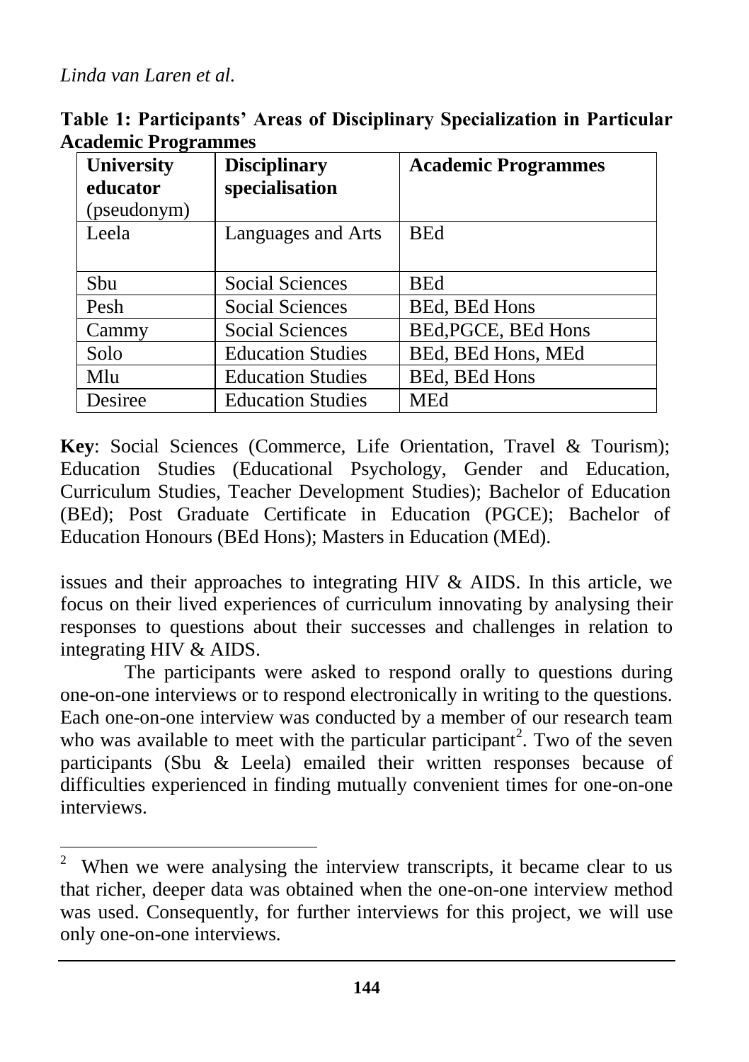**Table 1: Participants' Areas of Disciplinary Specialization in Particular Academic Programmes**

| University educator (pseudonym) | Disciplinary specialisation | Academic Programmes |
|---|---|---|
| Leela | Languages and Arts | BEd |
| Sbu | Social Sciences | BEd |
| Pesh | Social Sciences | BEd, BEd Hons |
| Cammy | Social Sciences | BEd,PGCE, BEd Hons |
| Solo | Education Studies | BEd, BEd Hons, MEd |
| Mlu | Education Studies | BEd, BEd Hons |
| Desiree | Education Studies | MEd |

**Key**: Social Sciences (Commerce, Life Orientation, Travel & Tourism); Education Studies (Educational Psychology, Gender and Education, Curriculum Studies, Teacher Development Studies); Bachelor of Education (BEd); Post Graduate Certificate in Education (PGCE); Bachelor of Education Honours (BEd Hons); Masters in Education (MEd).

issues and their approaches to integrating HIV & AIDS. In this article, we focus on their lived experiences of curriculum innovating by analysing their responses to questions about their successes and challenges in relation to integrating HIV & AIDS.

The participants were asked to respond orally to questions during one-on-one interviews or to respond electronically in writing to the questions. Each one-on-one interview was conducted by a member of our research team who was available to meet with the particular participant[2]. Two of the seven participants (Sbu & Leela) emailed their written responses because of difficulties experienced in finding mutually convenient times for one-on-one interviews.

[2] When we were analysing the interview transcripts, it became clear to us that richer, deeper data was obtained when the one-on-one interview method was used. Consequently, for further interviews for this project, we will use only one-on-one interviews.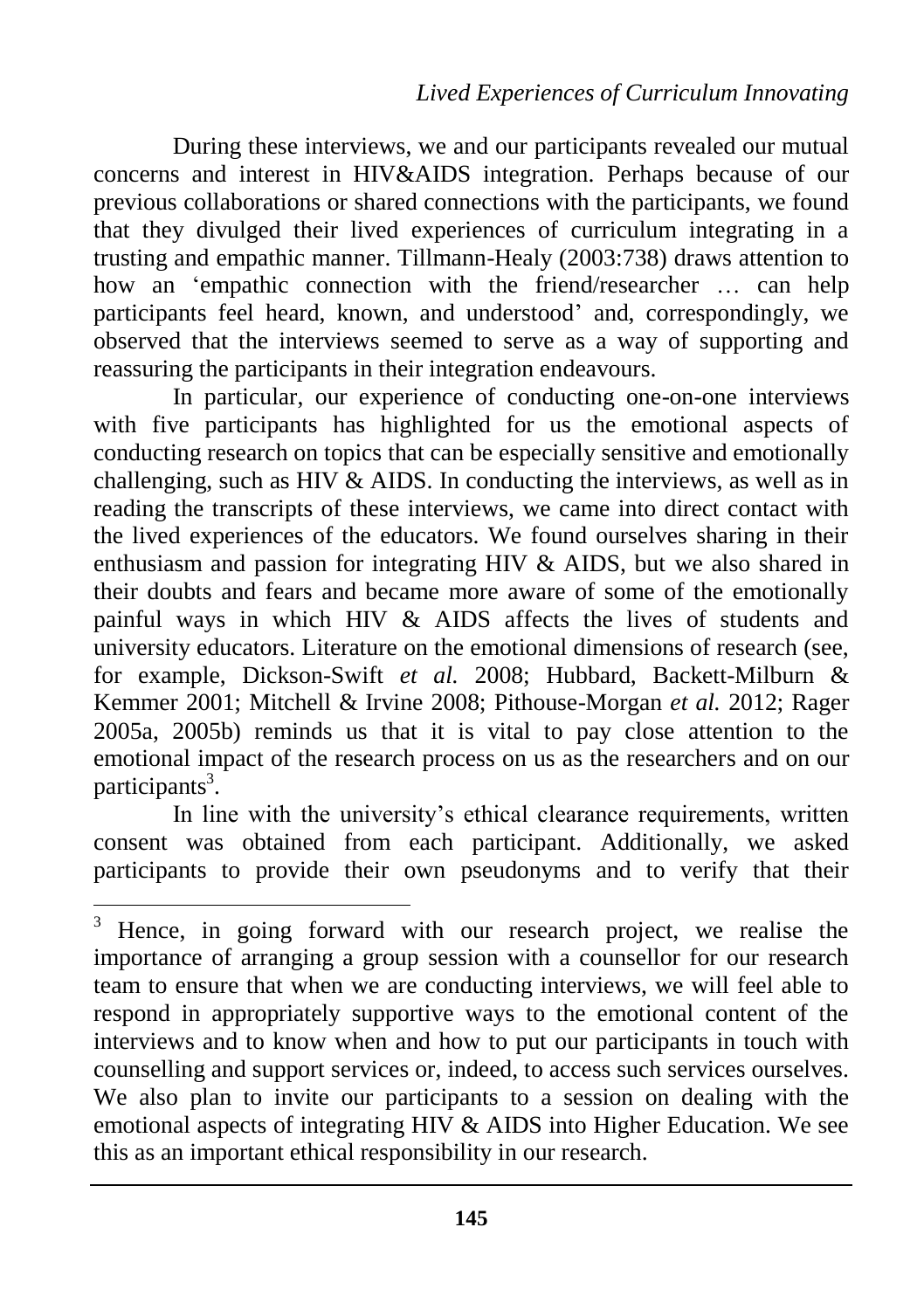During these interviews, we and our participants revealed our mutual concerns and interest in HIV&AIDS integration. Perhaps because of our previous collaborations or shared connections with the participants, we found that they divulged their lived experiences of curriculum integrating in a trusting and empathic manner. Tillmann-Healy (2003:738) draws attention to how an 'empathic connection with the friend/researcher … can help participants feel heard, known, and understood' and, correspondingly, we observed that the interviews seemed to serve as a way of supporting and reassuring the participants in their integration endeavours.

In particular, our experience of conducting one-on-one interviews with five participants has highlighted for us the emotional aspects of conducting research on topics that can be especially sensitive and emotionally challenging, such as HIV & AIDS. In conducting the interviews, as well as in reading the transcripts of these interviews, we came into direct contact with the lived experiences of the educators. We found ourselves sharing in their enthusiasm and passion for integrating HIV & AIDS, but we also shared in their doubts and fears and became more aware of some of the emotionally painful ways in which HIV & AIDS affects the lives of students and university educators. Literature on the emotional dimensions of research (see, for example, Dickson-Swift *et al.* 2008; Hubbard, Backett-Milburn & Kemmer 2001; Mitchell & Irvine 2008; Pithouse-Morgan *et al.* 2012; Rager 2005a, 2005b) reminds us that it is vital to pay close attention to the emotional impact of the research process on us as the researchers and on our participants[3].

In line with the university's ethical clearance requirements, written consent was obtained from each participant. Additionally, we asked participants to provide their own pseudonyms and to verify that their

[3] Hence, in going forward with our research project, we realise the importance of arranging a group session with a counsellor for our research team to ensure that when we are conducting interviews, we will feel able to respond in appropriately supportive ways to the emotional content of the interviews and to know when and how to put our participants in touch with counselling and support services or, indeed, to access such services ourselves. We also plan to invite our participants to a session on dealing with the emotional aspects of integrating HIV & AIDS into Higher Education. We see this as an important ethical responsibility in our research.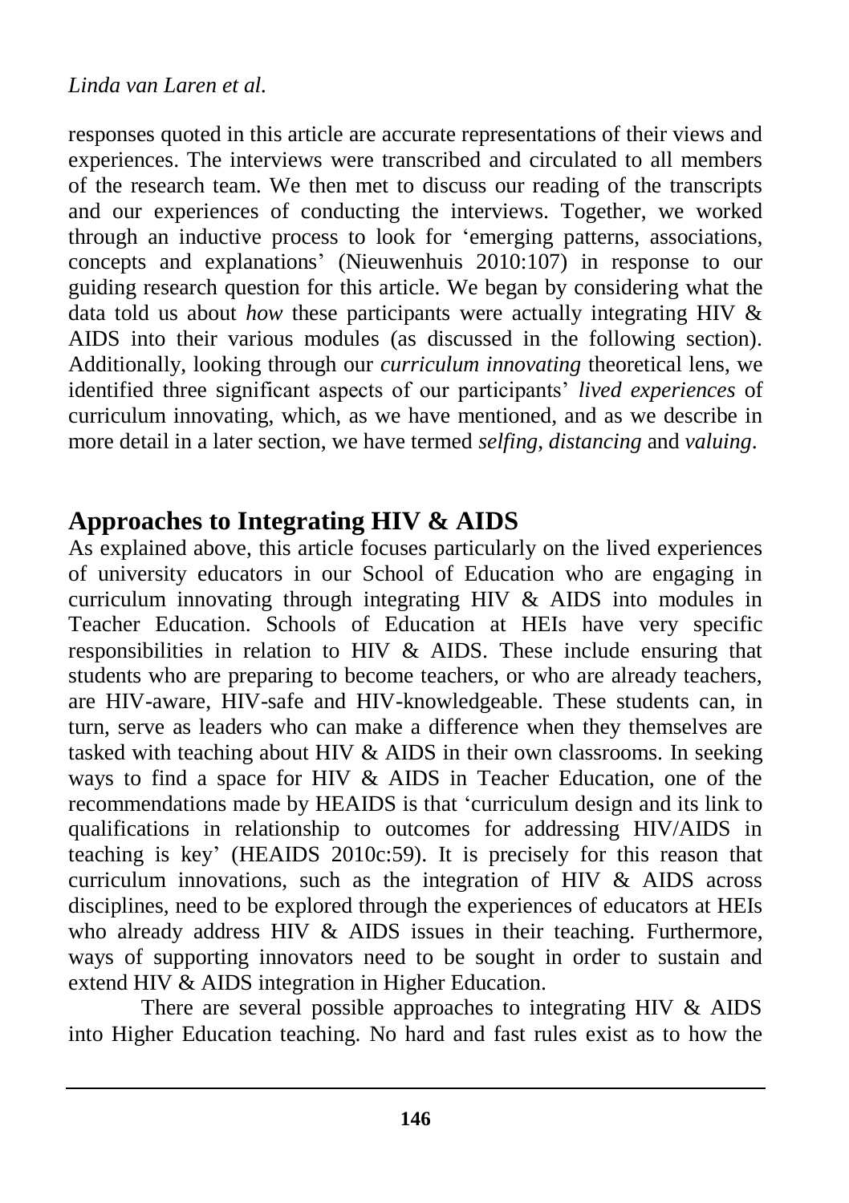responses quoted in this article are accurate representations of their views and experiences. The interviews were transcribed and circulated to all members of the research team. We then met to discuss our reading of the transcripts and our experiences of conducting the interviews. Together, we worked through an inductive process to look for 'emerging patterns, associations, concepts and explanations' (Nieuwenhuis 2010:107) in response to our guiding research question for this article. We began by considering what the data told us about *how* these participants were actually integrating HIV & AIDS into their various modules (as discussed in the following section). Additionally, looking through our *curriculum innovating* theoretical lens, we identified three significant aspects of our participants' *lived experiences* of curriculum innovating, which, as we have mentioned, and as we describe in more detail in a later section, we have termed *selfing*, *distancing* and *valuing*.

## Approaches to Integrating HIV & AIDS

As explained above, this article focuses particularly on the lived experiences of university educators in our School of Education who are engaging in curriculum innovating through integrating HIV & AIDS into modules in Teacher Education. Schools of Education at HEIs have very specific responsibilities in relation to HIV & AIDS. These include ensuring that students who are preparing to become teachers, or who are already teachers, are HIV-aware, HIV-safe and HIV-knowledgeable. These students can, in turn, serve as leaders who can make a difference when they themselves are tasked with teaching about HIV & AIDS in their own classrooms. In seeking ways to find a space for HIV & AIDS in Teacher Education, one of the recommendations made by HEAIDS is that 'curriculum design and its link to qualifications in relationship to outcomes for addressing HIV/AIDS in teaching is key' (HEAIDS 2010c:59). It is precisely for this reason that curriculum innovations, such as the integration of HIV & AIDS across disciplines, need to be explored through the experiences of educators at HEIs who already address HIV & AIDS issues in their teaching. Furthermore, ways of supporting innovators need to be sought in order to sustain and extend HIV & AIDS integration in Higher Education.

There are several possible approaches to integrating HIV & AIDS into Higher Education teaching. No hard and fast rules exist as to how the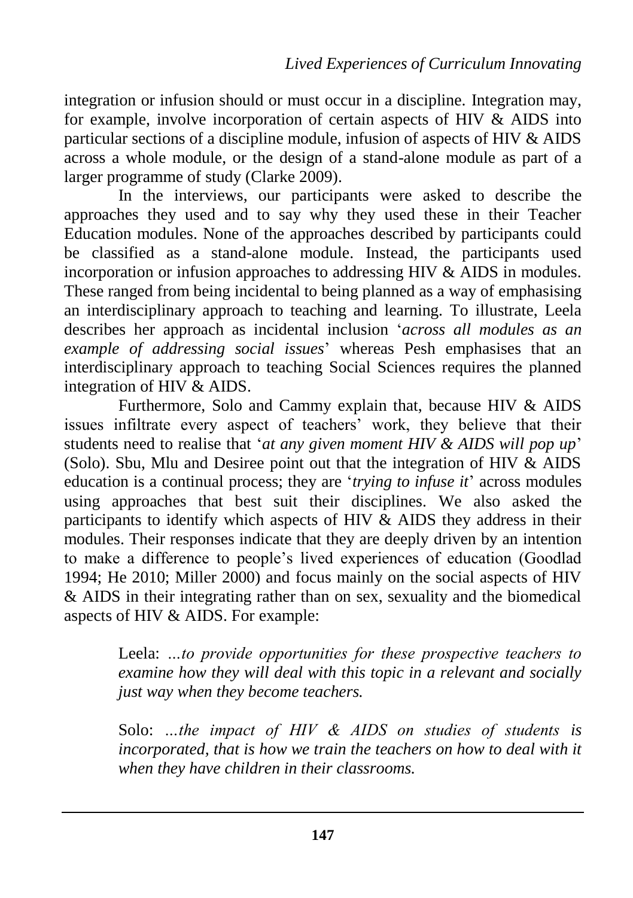integration or infusion should or must occur in a discipline. Integration may, for example, involve incorporation of certain aspects of HIV & AIDS into particular sections of a discipline module, infusion of aspects of HIV & AIDS across a whole module, or the design of a stand-alone module as part of a larger programme of study (Clarke 2009).

In the interviews, our participants were asked to describe the approaches they used and to say why they used these in their Teacher Education modules. None of the approaches described by participants could be classified as a stand-alone module. Instead, the participants used incorporation or infusion approaches to addressing HIV & AIDS in modules. These ranged from being incidental to being planned as a way of emphasising an interdisciplinary approach to teaching and learning. To illustrate, Leela describes her approach as incidental inclusion '*across all modules as an example of addressing social issues*' whereas Pesh emphasises that an interdisciplinary approach to teaching Social Sciences requires the planned integration of HIV & AIDS.

Furthermore, Solo and Cammy explain that, because HIV & AIDS issues infiltrate every aspect of teachers' work, they believe that their students need to realise that '*at any given moment HIV & AIDS will pop up*' (Solo). Sbu, Mlu and Desiree point out that the integration of HIV & AIDS education is a continual process; they are '*trying to infuse it*' across modules using approaches that best suit their disciplines. We also asked the participants to identify which aspects of HIV & AIDS they address in their modules. Their responses indicate that they are deeply driven by an intention to make a difference to people's lived experiences of education (Goodlad 1994; He 2010; Miller 2000) and focus mainly on the social aspects of HIV & AIDS in their integrating rather than on sex, sexuality and the biomedical aspects of HIV & AIDS. For example:

> Leela: *…to provide opportunities for these prospective teachers to examine how they will deal with this topic in a relevant and socially just way when they become teachers.*
>
> Solo: *…the impact of HIV & AIDS on studies of students is incorporated, that is how we train the teachers on how to deal with it when they have children in their classrooms.*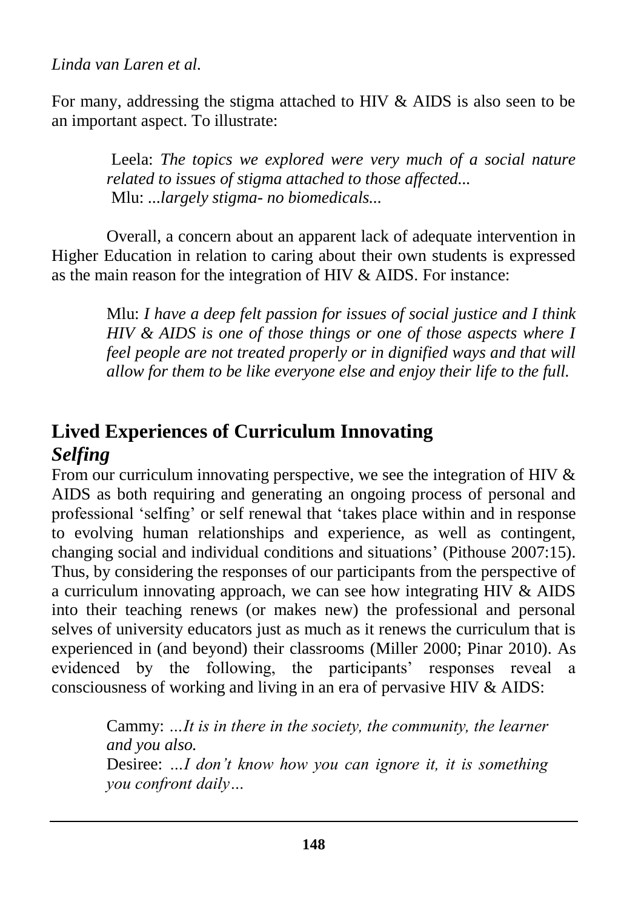For many, addressing the stigma attached to HIV & AIDS is also seen to be an important aspect. To illustrate:

> Leela: *The topics we explored were very much of a social nature related to issues of stigma attached to those affected...*
> Mlu: *...largely stigma- no biomedicals...*

Overall, a concern about an apparent lack of adequate intervention in Higher Education in relation to caring about their own students is expressed as the main reason for the integration of HIV & AIDS. For instance:

> Mlu: *I have a deep felt passion for issues of social justice and I think HIV & AIDS is one of those things or one of those aspects where I feel people are not treated properly or in dignified ways and that will allow for them to be like everyone else and enjoy their life to the full.*

## Lived Experiences of Curriculum Innovating

### *Selfing*

From our curriculum innovating perspective, we see the integration of HIV & AIDS as both requiring and generating an ongoing process of personal and professional 'selfing' or self renewal that 'takes place within and in response to evolving human relationships and experience, as well as contingent, changing social and individual conditions and situations' (Pithouse 2007:15). Thus, by considering the responses of our participants from the perspective of a curriculum innovating approach, we can see how integrating HIV & AIDS into their teaching renews (or makes new) the professional and personal selves of university educators just as much as it renews the curriculum that is experienced in (and beyond) their classrooms (Miller 2000; Pinar 2010). As evidenced by the following, the participants' responses reveal a consciousness of working and living in an era of pervasive HIV & AIDS:

> Cammy: *...It is in there in the society, the community, the learner and you also.*
> Desiree: *...I don't know how you can ignore it, it is something you confront daily...*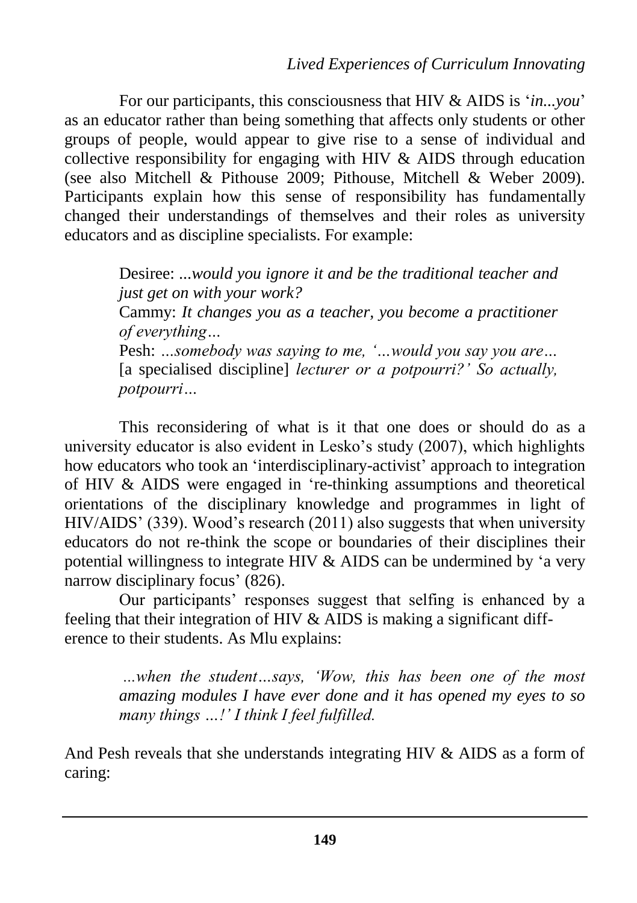For our participants, this consciousness that HIV & AIDS is '*in...you*' as an educator rather than being something that affects only students or other groups of people, would appear to give rise to a sense of individual and collective responsibility for engaging with HIV & AIDS through education (see also Mitchell & Pithouse 2009; Pithouse, Mitchell & Weber 2009). Participants explain how this sense of responsibility has fundamentally changed their understandings of themselves and their roles as university educators and as discipline specialists. For example:

> Desiree: *...would you ignore it and be the traditional teacher and just get on with your work?*
> Cammy: *It changes you as a teacher, you become a practitioner of everything…*
> Pesh: *…somebody was saying to me, '…would you say you are…* [a specialised discipline] *lecturer or a potpourri?' So actually, potpourri…*

This reconsidering of what is it that one does or should do as a university educator is also evident in Lesko's study (2007), which highlights how educators who took an 'interdisciplinary-activist' approach to integration of HIV & AIDS were engaged in 're-thinking assumptions and theoretical orientations of the disciplinary knowledge and programmes in light of HIV/AIDS' (339). Wood's research (2011) also suggests that when university educators do not re-think the scope or boundaries of their disciplines their potential willingness to integrate HIV & AIDS can be undermined by 'a very narrow disciplinary focus' (826).

Our participants' responses suggest that selfing is enhanced by a feeling that their integration of HIV & AIDS is making a significant difference to their students. As Mlu explains:

> *...when the student…says, 'Wow, this has been one of the most amazing modules I have ever done and it has opened my eyes to so many things …!' I think I feel fulfilled.*

And Pesh reveals that she understands integrating HIV & AIDS as a form of caring: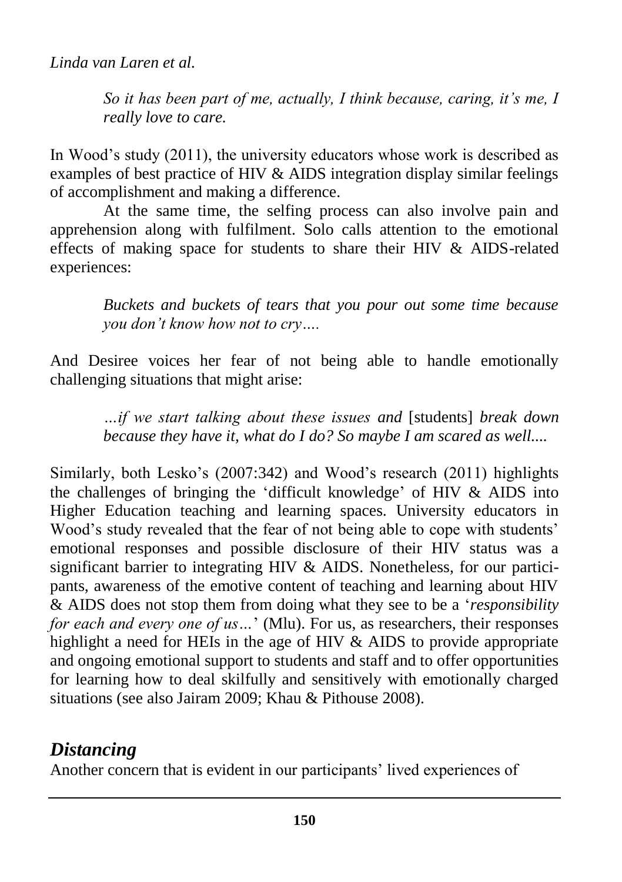> *So it has been part of me, actually, I think because, caring, it's me, I really love to care.*

In Wood's study (2011), the university educators whose work is described as examples of best practice of HIV & AIDS integration display similar feelings of accomplishment and making a difference.

At the same time, the selfing process can also involve pain and apprehension along with fulfilment. Solo calls attention to the emotional effects of making space for students to share their HIV & AIDS-related experiences:

> *Buckets and buckets of tears that you pour out some time because you don't know how not to cry….*

And Desiree voices her fear of not being able to handle emotionally challenging situations that might arise:

> *…if we start talking about these issues and* [students] *break down because they have it, what do I do? So maybe I am scared as well....*

Similarly, both Lesko's (2007:342) and Wood's research (2011) highlights the challenges of bringing the 'difficult knowledge' of HIV & AIDS into Higher Education teaching and learning spaces. University educators in Wood's study revealed that the fear of not being able to cope with students' emotional responses and possible disclosure of their HIV status was a significant barrier to integrating HIV & AIDS. Nonetheless, for our participants, awareness of the emotive content of teaching and learning about HIV & AIDS does not stop them from doing what they see to be a '*responsibility for each and every one of us…*' (Mlu). For us, as researchers, their responses highlight a need for HEIs in the age of HIV & AIDS to provide appropriate and ongoing emotional support to students and staff and to offer opportunities for learning how to deal skilfully and sensitively with emotionally charged situations (see also Jairam 2009; Khau & Pithouse 2008).

## *Distancing*

Another concern that is evident in our participants' lived experiences of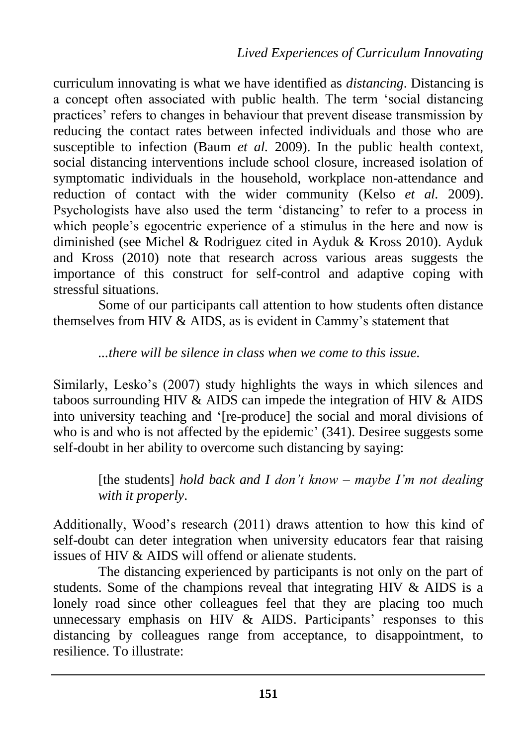curriculum innovating is what we have identified as *distancing*. Distancing is a concept often associated with public health. The term 'social distancing practices' refers to changes in behaviour that prevent disease transmission by reducing the contact rates between infected individuals and those who are susceptible to infection (Baum *et al.* 2009). In the public health context, social distancing interventions include school closure, increased isolation of symptomatic individuals in the household, workplace non-attendance and reduction of contact with the wider community (Kelso *et al.* 2009). Psychologists have also used the term 'distancing' to refer to a process in which people's egocentric experience of a stimulus in the here and now is diminished (see Michel & Rodriguez cited in Ayduk & Kross 2010). Ayduk and Kross (2010) note that research across various areas suggests the importance of this construct for self-control and adaptive coping with stressful situations.

Some of our participants call attention to how students often distance themselves from HIV & AIDS, as is evident in Cammy's statement that

> *...there will be silence in class when we come to this issue.*

Similarly, Lesko's (2007) study highlights the ways in which silences and taboos surrounding HIV & AIDS can impede the integration of HIV & AIDS into university teaching and '[re-produce] the social and moral divisions of who is and who is not affected by the epidemic' (341). Desiree suggests some self-doubt in her ability to overcome such distancing by saying:

> [the students] *hold back and I don't know – maybe I'm not dealing with it properly*.

Additionally, Wood's research (2011) draws attention to how this kind of self-doubt can deter integration when university educators fear that raising issues of HIV & AIDS will offend or alienate students.

The distancing experienced by participants is not only on the part of students. Some of the champions reveal that integrating HIV & AIDS is a lonely road since other colleagues feel that they are placing too much unnecessary emphasis on HIV & AIDS. Participants' responses to this distancing by colleagues range from acceptance, to disappointment, to resilience. To illustrate: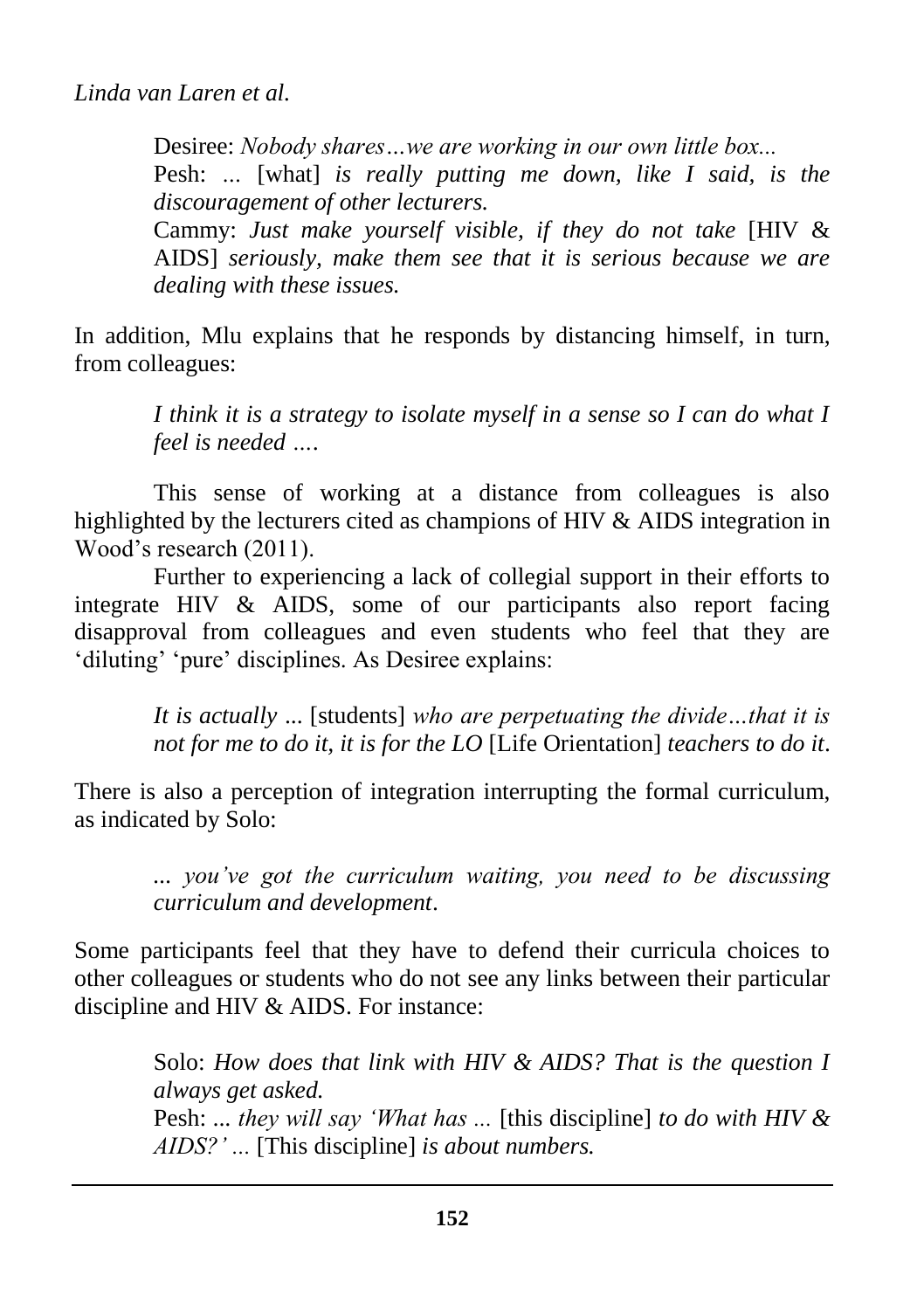> Desiree: *Nobody shares…we are working in our own little box...*
> Pesh: *...* [what] *is really putting me down, like I said, is the discouragement of other lecturers.*
> Cammy: *Just make yourself visible, if they do not take* [HIV & AIDS] *seriously, make them see that it is serious because we are dealing with these issues.*

In addition, Mlu explains that he responds by distancing himself, in turn, from colleagues:

> *I think it is a strategy to isolate myself in a sense so I can do what I feel is needed ….*

This sense of working at a distance from colleagues is also highlighted by the lecturers cited as champions of HIV & AIDS integration in Wood's research (2011).

Further to experiencing a lack of collegial support in their efforts to integrate HIV & AIDS, some of our participants also report facing disapproval from colleagues and even students who feel that they are 'diluting' 'pure' disciplines. As Desiree explains:

> *It is actually ...* [students] *who are perpetuating the divide…that it is not for me to do it, it is for the LO* [Life Orientation] *teachers to do it*.

There is also a perception of integration interrupting the formal curriculum, as indicated by Solo:

> *... you've got the curriculum waiting, you need to be discussing curriculum and development*.

Some participants feel that they have to defend their curricula choices to other colleagues or students who do not see any links between their particular discipline and HIV & AIDS. For instance:

> Solo: *How does that link with HIV & AIDS? That is the question I always get asked.*
> Pesh: *... they will say 'What has ...* [this discipline] *to do with HIV & AIDS?' ...* [This discipline] *is about numbers.*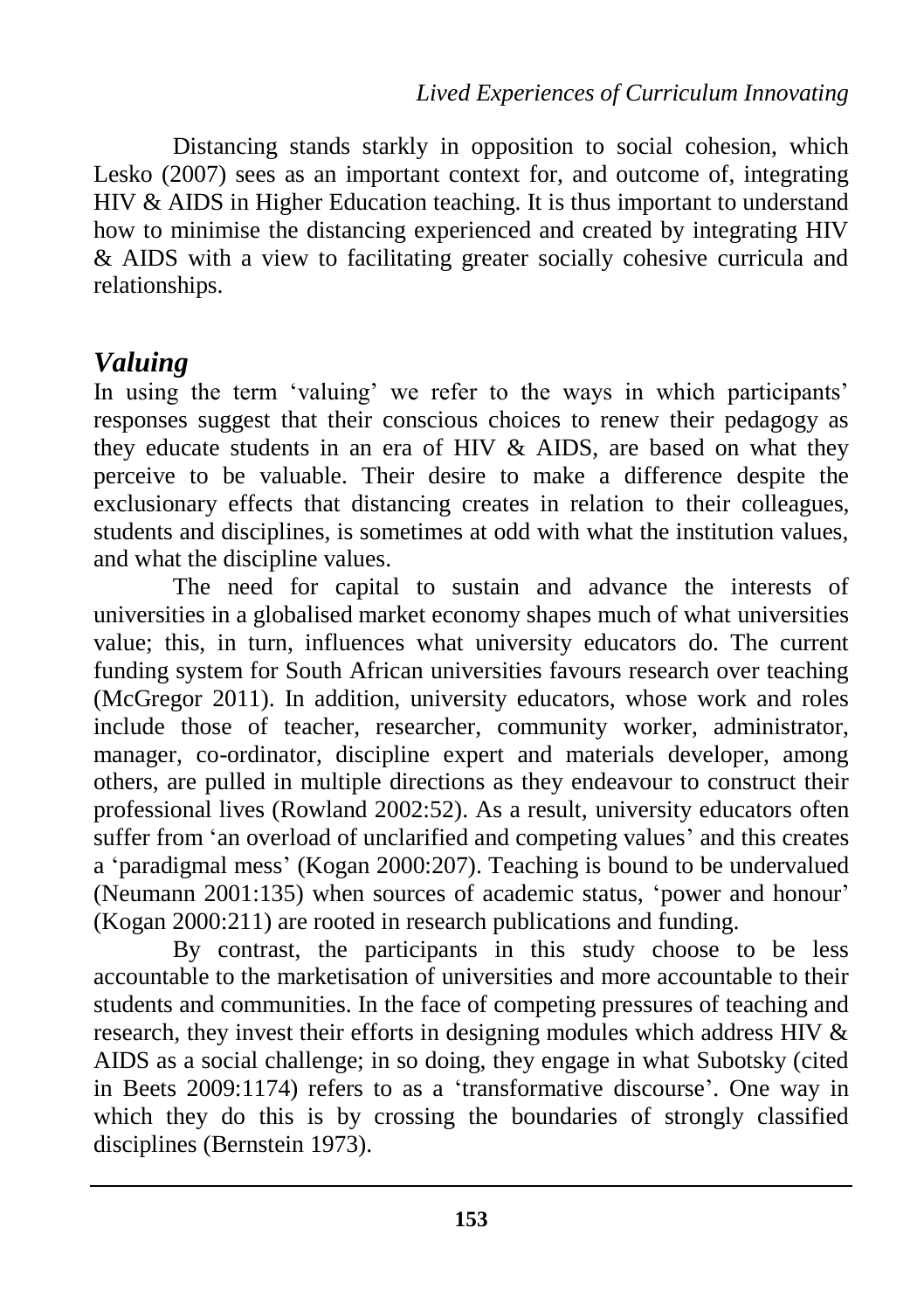Distancing stands starkly in opposition to social cohesion, which Lesko (2007) sees as an important context for, and outcome of, integrating HIV & AIDS in Higher Education teaching. It is thus important to understand how to minimise the distancing experienced and created by integrating HIV & AIDS with a view to facilitating greater socially cohesive curricula and relationships.

## *Valuing*

In using the term 'valuing' we refer to the ways in which participants' responses suggest that their conscious choices to renew their pedagogy as they educate students in an era of HIV & AIDS, are based on what they perceive to be valuable. Their desire to make a difference despite the exclusionary effects that distancing creates in relation to their colleagues, students and disciplines, is sometimes at odd with what the institution values, and what the discipline values.

The need for capital to sustain and advance the interests of universities in a globalised market economy shapes much of what universities value; this, in turn, influences what university educators do. The current funding system for South African universities favours research over teaching (McGregor 2011). In addition, university educators, whose work and roles include those of teacher, researcher, community worker, administrator, manager, co-ordinator, discipline expert and materials developer, among others, are pulled in multiple directions as they endeavour to construct their professional lives (Rowland 2002:52). As a result, university educators often suffer from 'an overload of unclarified and competing values' and this creates a 'paradigmal mess' (Kogan 2000:207). Teaching is bound to be undervalued (Neumann 2001:135) when sources of academic status, 'power and honour' (Kogan 2000:211) are rooted in research publications and funding.

By contrast, the participants in this study choose to be less accountable to the marketisation of universities and more accountable to their students and communities. In the face of competing pressures of teaching and research, they invest their efforts in designing modules which address HIV & AIDS as a social challenge; in so doing, they engage in what Subotsky (cited in Beets 2009:1174) refers to as a 'transformative discourse'. One way in which they do this is by crossing the boundaries of strongly classified disciplines (Bernstein 1973).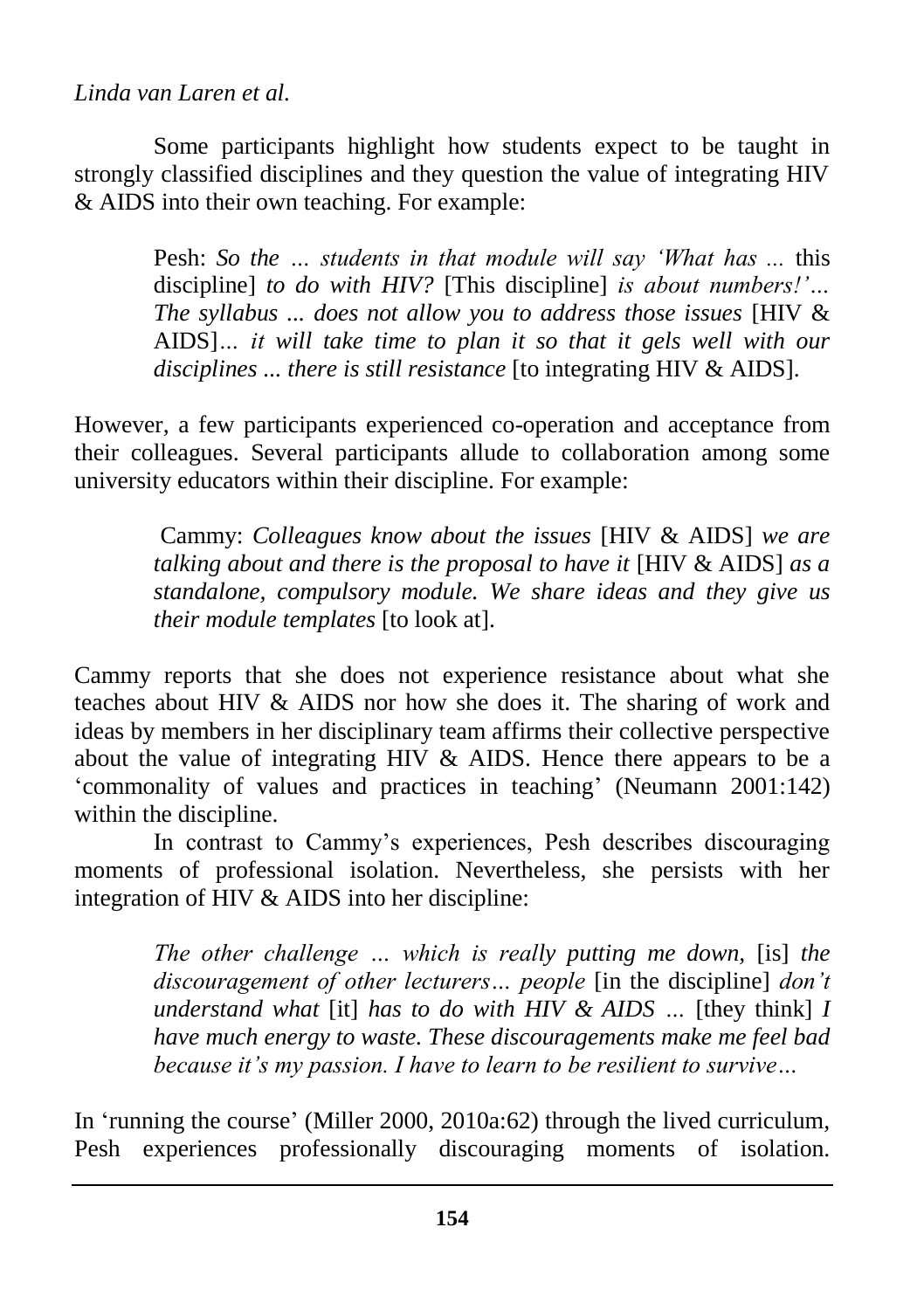Some participants highlight how students expect to be taught in strongly classified disciplines and they question the value of integrating HIV & AIDS into their own teaching. For example:

> Pesh: *So the ... students in that module will say 'What has ...* this discipline] *to do with HIV?* [This discipline] *is about numbers!'… The syllabus ... does not allow you to address those issues* [HIV & AIDS]*… it will take time to plan it so that it gels well with our disciplines ... there is still resistance* [to integrating HIV & AIDS].

However, a few participants experienced co-operation and acceptance from their colleagues. Several participants allude to collaboration among some university educators within their discipline. For example:

> Cammy: *Colleagues know about the issues* [HIV & AIDS] *we are talking about and there is the proposal to have it* [HIV & AIDS] *as a standalone, compulsory module. We share ideas and they give us their module templates* [to look at].

Cammy reports that she does not experience resistance about what she teaches about HIV & AIDS nor how she does it. The sharing of work and ideas by members in her disciplinary team affirms their collective perspective about the value of integrating HIV & AIDS. Hence there appears to be a 'commonality of values and practices in teaching' (Neumann 2001:142) within the discipline.

In contrast to Cammy's experiences, Pesh describes discouraging moments of professional isolation. Nevertheless, she persists with her integration of HIV & AIDS into her discipline:

> *The other challenge … which is really putting me down,* [is] *the discouragement of other lecturers… people* [in the discipline] *don't understand what* [it] *has to do with HIV & AIDS …* [they think] *I have much energy to waste. These discouragements make me feel bad because it's my passion. I have to learn to be resilient to survive…*

In 'running the course' (Miller 2000, 2010a:62) through the lived curriculum, Pesh experiences professionally discouraging moments of isolation.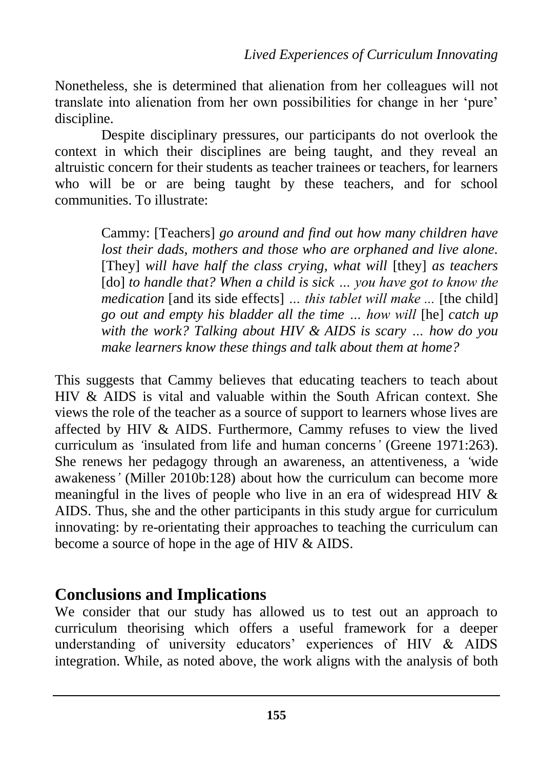Nonetheless, she is determined that alienation from her colleagues will not translate into alienation from her own possibilities for change in her 'pure' discipline.

Despite disciplinary pressures, our participants do not overlook the context in which their disciplines are being taught, and they reveal an altruistic concern for their students as teacher trainees or teachers, for learners who will be or are being taught by these teachers, and for school communities. To illustrate:

> Cammy: [Teachers] *go around and find out how many children have lost their dads, mothers and those who are orphaned and live alone.* [They] *will have half the class crying, what will* [they] *as teachers* [do] *to handle that? When a child is sick … you have got to know the medication* [and its side effects] *… this tablet will make …* [the child] *go out and empty his bladder all the time … how will* [he] *catch up with the work? Talking about HIV & AIDS is scary … how do you make learners know these things and talk about them at home?*

This suggests that Cammy believes that educating teachers to teach about HIV & AIDS is vital and valuable within the South African context. She views the role of the teacher as a source of support to learners whose lives are affected by HIV & AIDS. Furthermore, Cammy refuses to view the lived curriculum as *'*insulated from life and human concerns*'* (Greene 1971:263). She renews her pedagogy through an awareness, an attentiveness, a *'*wide awakeness*'* (Miller 2010b:128) about how the curriculum can become more meaningful in the lives of people who live in an era of widespread HIV & AIDS. Thus, she and the other participants in this study argue for curriculum innovating: by re-orientating their approaches to teaching the curriculum can become a source of hope in the age of HIV & AIDS.

## Conclusions and Implications

We consider that our study has allowed us to test out an approach to curriculum theorising which offers a useful framework for a deeper understanding of university educators' experiences of HIV & AIDS integration. While, as noted above, the work aligns with the analysis of both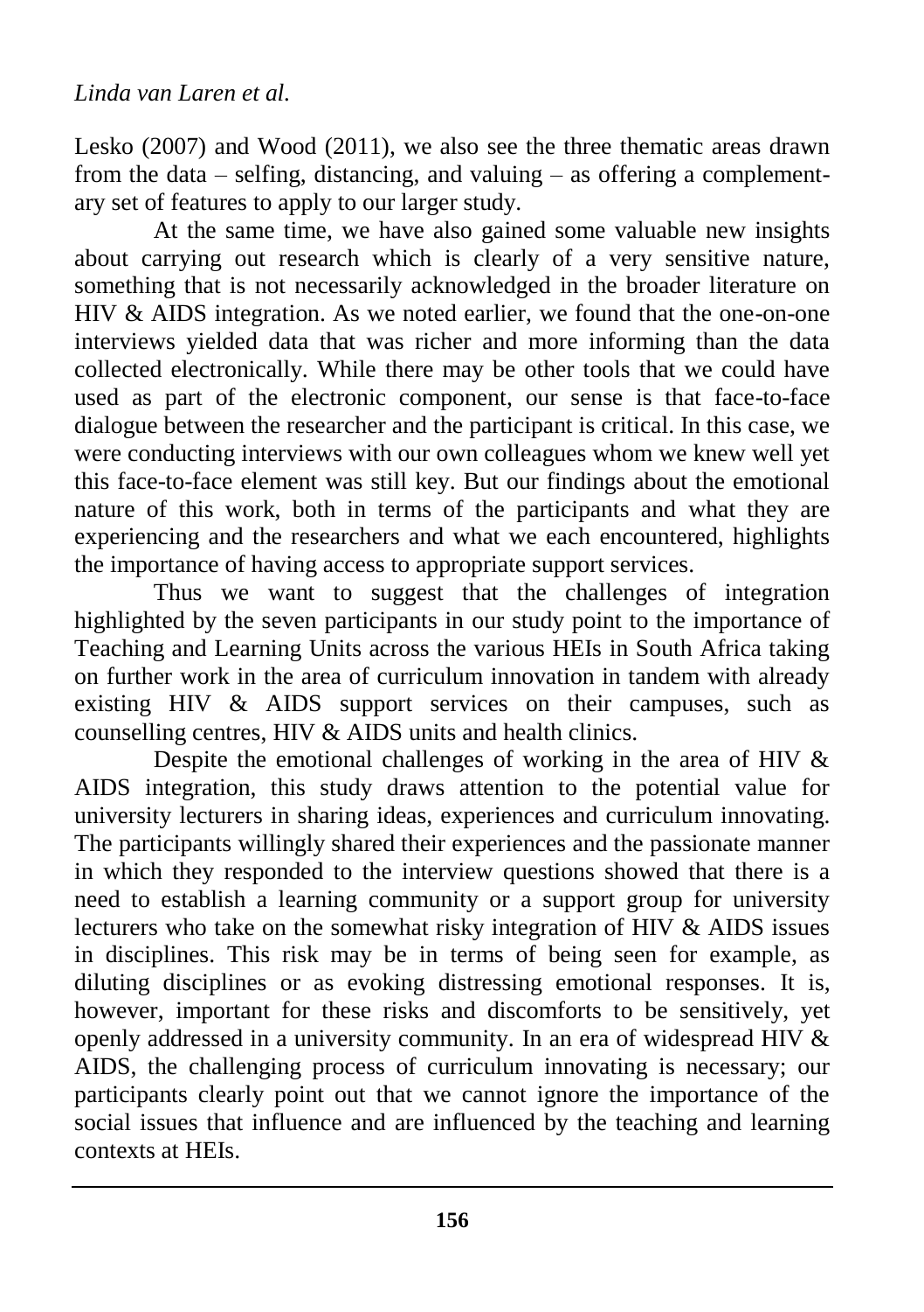Lesko (2007) and Wood (2011), we also see the three thematic areas drawn from the data – selfing, distancing, and valuing – as offering a complementary set of features to apply to our larger study.

At the same time, we have also gained some valuable new insights about carrying out research which is clearly of a very sensitive nature, something that is not necessarily acknowledged in the broader literature on HIV & AIDS integration. As we noted earlier, we found that the one-on-one interviews yielded data that was richer and more informing than the data collected electronically. While there may be other tools that we could have used as part of the electronic component, our sense is that face-to-face dialogue between the researcher and the participant is critical. In this case, we were conducting interviews with our own colleagues whom we knew well yet this face-to-face element was still key. But our findings about the emotional nature of this work, both in terms of the participants and what they are experiencing and the researchers and what we each encountered, highlights the importance of having access to appropriate support services.

Thus we want to suggest that the challenges of integration highlighted by the seven participants in our study point to the importance of Teaching and Learning Units across the various HEIs in South Africa taking on further work in the area of curriculum innovation in tandem with already existing HIV & AIDS support services on their campuses, such as counselling centres, HIV & AIDS units and health clinics.

Despite the emotional challenges of working in the area of HIV & AIDS integration, this study draws attention to the potential value for university lecturers in sharing ideas, experiences and curriculum innovating. The participants willingly shared their experiences and the passionate manner in which they responded to the interview questions showed that there is a need to establish a learning community or a support group for university lecturers who take on the somewhat risky integration of HIV & AIDS issues in disciplines. This risk may be in terms of being seen for example, as diluting disciplines or as evoking distressing emotional responses. It is, however, important for these risks and discomforts to be sensitively, yet openly addressed in a university community. In an era of widespread HIV & AIDS, the challenging process of curriculum innovating is necessary; our participants clearly point out that we cannot ignore the importance of the social issues that influence and are influenced by the teaching and learning contexts at HEIs.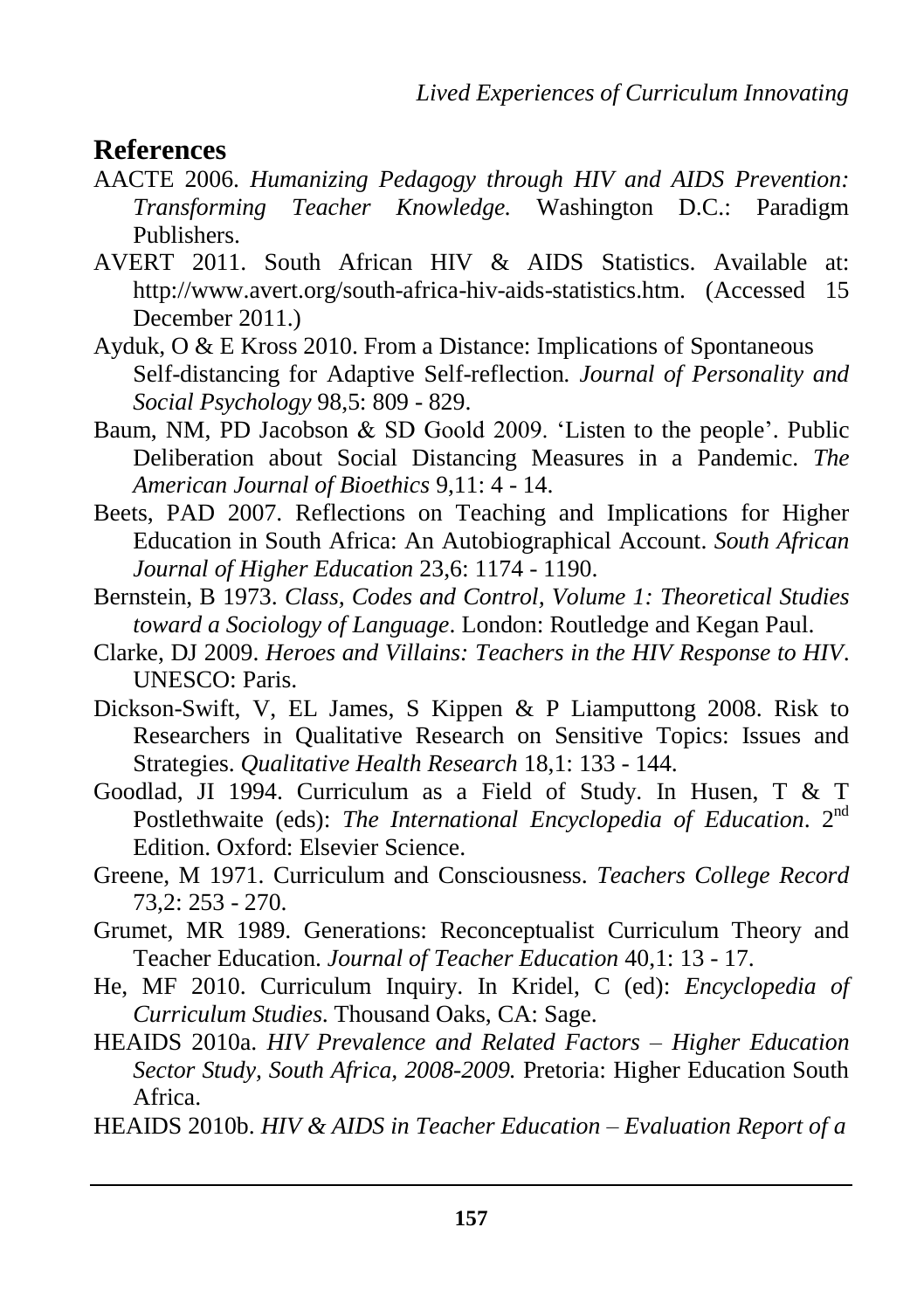## References

AACTE 2006. *Humanizing Pedagogy through HIV and AIDS Prevention: Transforming Teacher Knowledge.* Washington D.C.: Paradigm Publishers.

AVERT 2011. South African HIV & AIDS Statistics. Available at: http://www.avert.org/south-africa-hiv-aids-statistics.htm. (Accessed 15 December 2011.)

Ayduk, O & E Kross 2010. From a Distance: Implications of Spontaneous Self-distancing for Adaptive Self-reflection. *Journal of Personality and Social Psychology* 98,5: 809 - 829.

Baum, NM, PD Jacobson & SD Goold 2009. 'Listen to the people'. Public Deliberation about Social Distancing Measures in a Pandemic. *The American Journal of Bioethics* 9,11: 4 - 14.

Beets, PAD 2007. Reflections on Teaching and Implications for Higher Education in South Africa: An Autobiographical Account. *South African Journal of Higher Education* 23,6: 1174 - 1190.

Bernstein, B 1973. *Class, Codes and Control, Volume 1: Theoretical Studies toward a Sociology of Language*. London: Routledge and Kegan Paul.

Clarke, DJ 2009. *Heroes and Villains: Teachers in the HIV Response to HIV*. UNESCO: Paris.

Dickson-Swift, V, EL James, S Kippen & P Liamputtong 2008. Risk to Researchers in Qualitative Research on Sensitive Topics: Issues and Strategies. *Qualitative Health Research* 18,1: 133 - 144.

Goodlad, JI 1994. Curriculum as a Field of Study. In Husen, T & T Postlethwaite (eds): *The International Encyclopedia of Education*. 2nd Edition. Oxford: Elsevier Science.

Greene, M 1971. Curriculum and Consciousness. *Teachers College Record* 73,2: 253 - 270.

Grumet, MR 1989. Generations: Reconceptualist Curriculum Theory and Teacher Education. *Journal of Teacher Education* 40,1: 13 - 17.

He, MF 2010. Curriculum Inquiry. In Kridel, C (ed): *Encyclopedia of Curriculum Studies*. Thousand Oaks, CA: Sage.

HEAIDS 2010a. *HIV Prevalence and Related Factors – Higher Education Sector Study, South Africa, 2008-2009.* Pretoria: Higher Education South Africa.

HEAIDS 2010b. *HIV & AIDS in Teacher Education – Evaluation Report of a*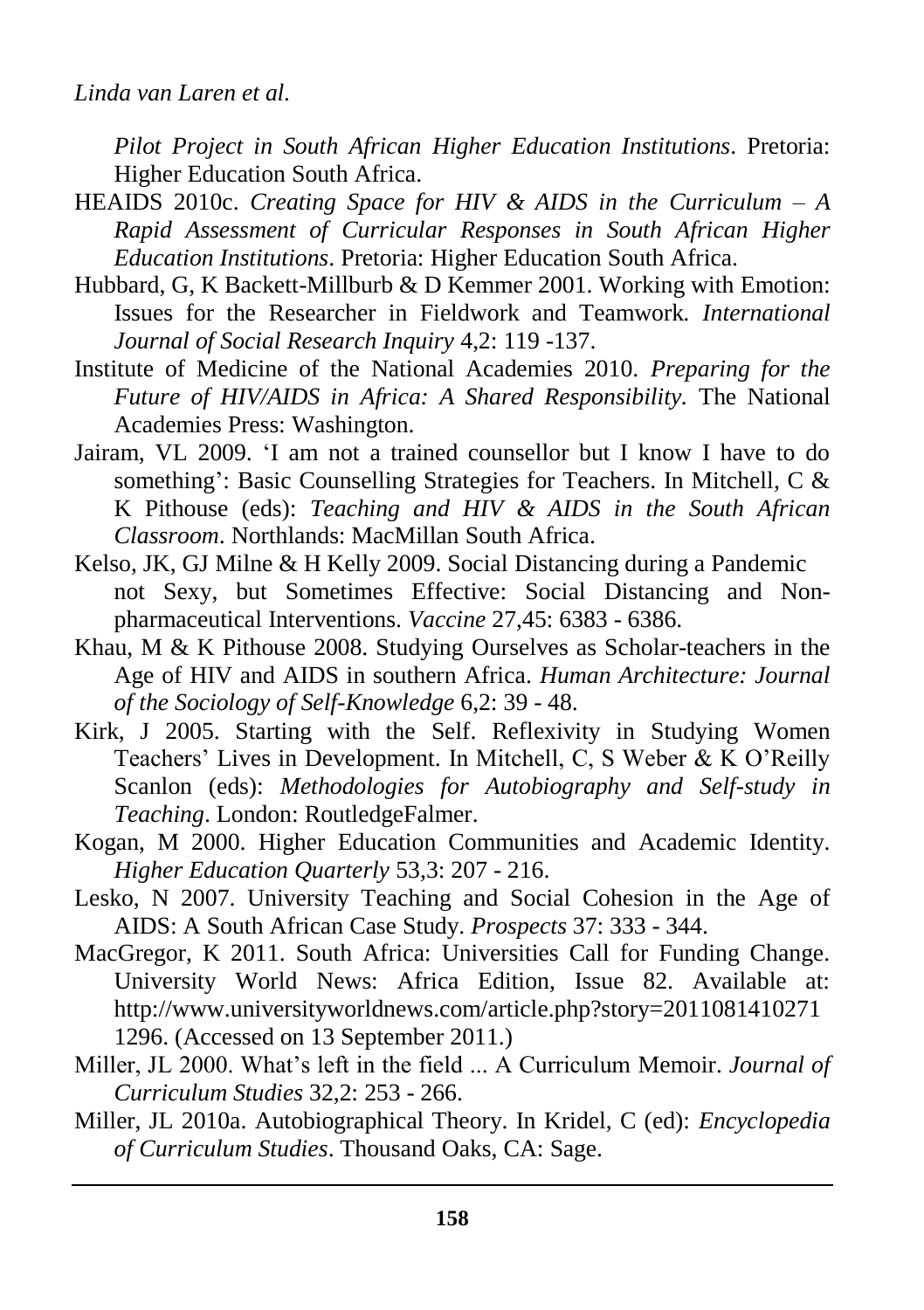*Pilot Project in South African Higher Education Institutions*. Pretoria: Higher Education South Africa.

HEAIDS 2010c. *Creating Space for HIV & AIDS in the Curriculum – A Rapid Assessment of Curricular Responses in South African Higher Education Institutions*. Pretoria: Higher Education South Africa.

Hubbard, G, K Backett-Millburb & D Kemmer 2001. Working with Emotion: Issues for the Researcher in Fieldwork and Teamwork. *International Journal of Social Research Inquiry* 4,2: 119 -137.

Institute of Medicine of the National Academies 2010. *Preparing for the Future of HIV/AIDS in Africa: A Shared Responsibility.* The National Academies Press: Washington.

Jairam, VL 2009. 'I am not a trained counsellor but I know I have to do something': Basic Counselling Strategies for Teachers. In Mitchell, C & K Pithouse (eds): *Teaching and HIV & AIDS in the South African Classroom*. Northlands: MacMillan South Africa.

Kelso, JK, GJ Milne & H Kelly 2009. Social Distancing during a Pandemic not Sexy, but Sometimes Effective: Social Distancing and Non-pharmaceutical Interventions. *Vaccine* 27,45: 6383 - 6386.

Khau, M & K Pithouse 2008. Studying Ourselves as Scholar-teachers in the Age of HIV and AIDS in southern Africa. *Human Architecture: Journal of the Sociology of Self-Knowledge* 6,2: 39 - 48.

Kirk, J 2005. Starting with the Self. Reflexivity in Studying Women Teachers' Lives in Development. In Mitchell, C, S Weber & K O'Reilly Scanlon (eds): *Methodologies for Autobiography and Self-study in Teaching*. London: RoutledgeFalmer.

Kogan, M 2000. Higher Education Communities and Academic Identity. *Higher Education Quarterly* 53,3: 207 - 216.

Lesko, N 2007. University Teaching and Social Cohesion in the Age of AIDS: A South African Case Study. *Prospects* 37: 333 - 344.

MacGregor, K 2011. South Africa: Universities Call for Funding Change. University World News: Africa Edition, Issue 82. Available at: http://www.universityworldnews.com/article.php?story=20110814102711296. (Accessed on 13 September 2011.)

Miller, JL 2000. What's left in the field ... A Curriculum Memoir. *Journal of Curriculum Studies* 32,2: 253 - 266.

Miller, JL 2010a. Autobiographical Theory. In Kridel, C (ed): *Encyclopedia of Curriculum Studies*. Thousand Oaks, CA: Sage.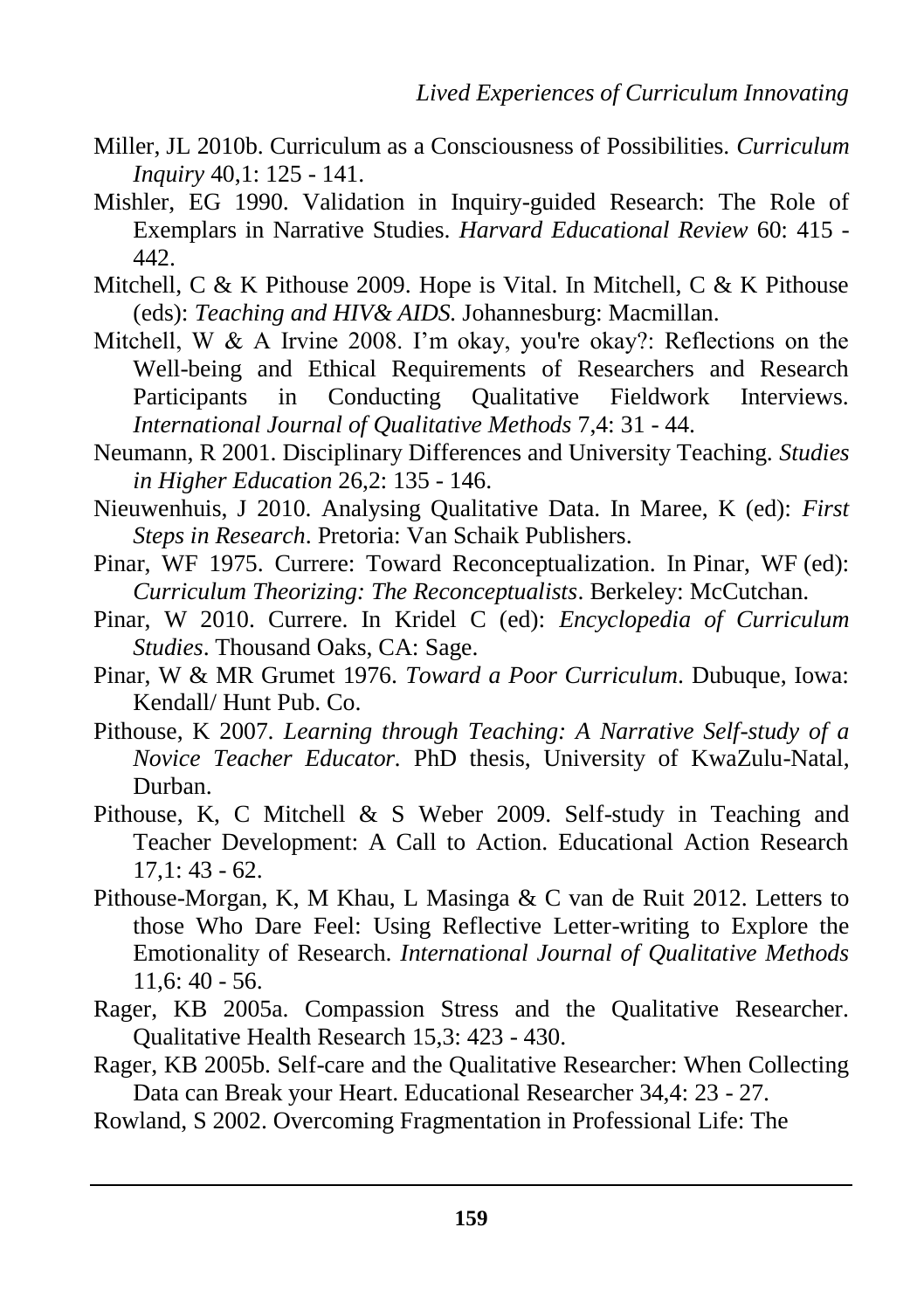Miller, JL 2010b. Curriculum as a Consciousness of Possibilities. *Curriculum Inquiry* 40,1: 125 - 141.

Mishler, EG 1990. Validation in Inquiry-guided Research: The Role of Exemplars in Narrative Studies. *Harvard Educational Review* 60: 415 - 442.

Mitchell, C & K Pithouse 2009. Hope is Vital. In Mitchell, C & K Pithouse (eds): *Teaching and HIV& AIDS.* Johannesburg: Macmillan.

Mitchell, W & A Irvine 2008. I'm okay, you're okay?: Reflections on the Well-being and Ethical Requirements of Researchers and Research Participants in Conducting Qualitative Fieldwork Interviews. *International Journal of Qualitative Methods* 7,4: 31 - 44.

Neumann, R 2001. Disciplinary Differences and University Teaching. *Studies in Higher Education* 26,2: 135 - 146.

Nieuwenhuis, J 2010. Analysing Qualitative Data. In Maree, K (ed): *First Steps in Research*. Pretoria: Van Schaik Publishers.

Pinar, WF 1975. Currere: Toward Reconceptualization. In Pinar, WF (ed): *Curriculum Theorizing: The Reconceptualists*. Berkeley: McCutchan.

Pinar, W 2010. Currere. In Kridel C (ed): *Encyclopedia of Curriculum Studies*. Thousand Oaks, CA: Sage.

Pinar, W & MR Grumet 1976. *Toward a Poor Curriculum*. Dubuque, Iowa: Kendall/ Hunt Pub. Co.

Pithouse, K 2007. *Learning through Teaching: A Narrative Self-study of a Novice Teacher Educator.* PhD thesis, University of KwaZulu-Natal, Durban.

Pithouse, K, C Mitchell & S Weber 2009. Self-study in Teaching and Teacher Development: A Call to Action. Educational Action Research 17,1: 43 - 62.

Pithouse-Morgan, K, M Khau, L Masinga & C van de Ruit 2012. Letters to those Who Dare Feel: Using Reflective Letter-writing to Explore the Emotionality of Research. *International Journal of Qualitative Methods* 11,6: 40 - 56.

Rager, KB 2005a. Compassion Stress and the Qualitative Researcher. Qualitative Health Research 15,3: 423 - 430.

Rager, KB 2005b. Self-care and the Qualitative Researcher: When Collecting Data can Break your Heart. Educational Researcher 34,4: 23 - 27.

Rowland, S 2002. Overcoming Fragmentation in Professional Life: The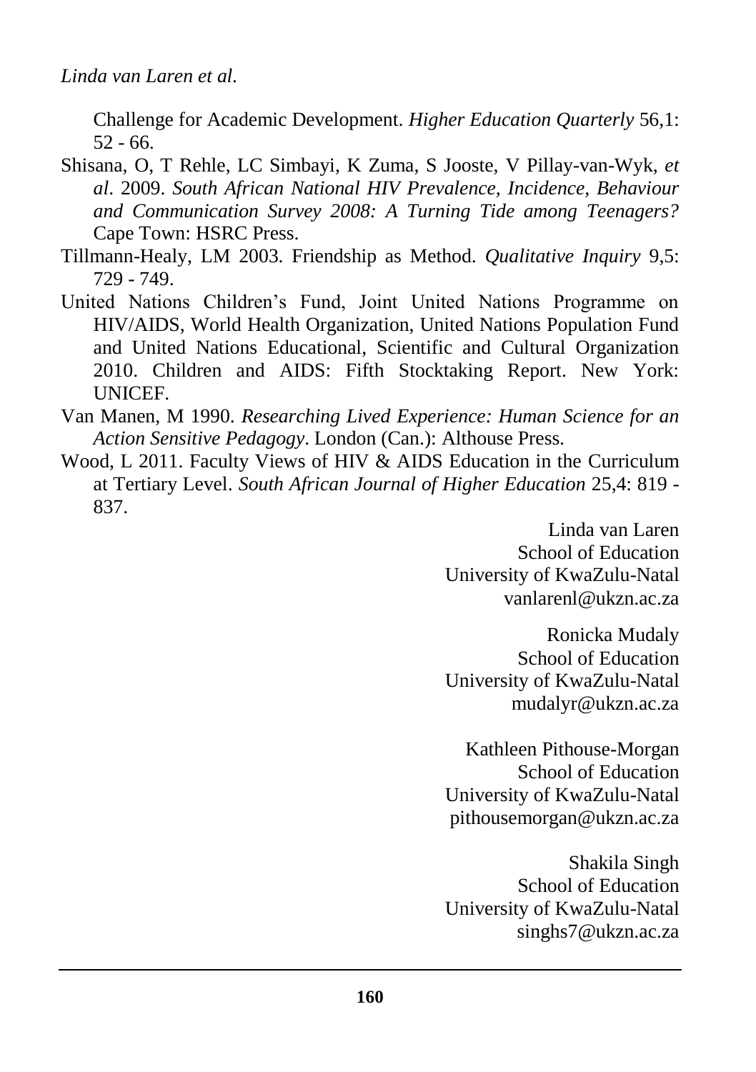Challenge for Academic Development. *Higher Education Quarterly* 56,1: 52 - 66.

Shisana, O, T Rehle, LC Simbayi, K Zuma, S Jooste, V Pillay-van-Wyk, *et al*. 2009. *South African National HIV Prevalence, Incidence, Behaviour and Communication Survey 2008: A Turning Tide among Teenagers?* Cape Town: HSRC Press.

Tillmann-Healy, LM 2003. Friendship as Method. *Qualitative Inquiry* 9,5: 729 - 749.

United Nations Children's Fund, Joint United Nations Programme on HIV/AIDS, World Health Organization, United Nations Population Fund and United Nations Educational, Scientific and Cultural Organization 2010. Children and AIDS: Fifth Stocktaking Report. New York: UNICEF.

Van Manen, M 1990. *Researching Lived Experience: Human Science for an Action Sensitive Pedagogy*. London (Can.): Althouse Press.

Wood, L 2011. Faculty Views of HIV & AIDS Education in the Curriculum at Tertiary Level. *South African Journal of Higher Education* 25,4: 819 - 837.

Linda van Laren
School of Education
University of KwaZulu-Natal
vanlarenl@ukzn.ac.za

Ronicka Mudaly
School of Education
University of KwaZulu-Natal
mudalyr@ukzn.ac.za

Kathleen Pithouse-Morgan
School of Education
University of KwaZulu-Natal
pithousemorgan@ukzn.ac.za

Shakila Singh
School of Education
University of KwaZulu-Natal
singhs7@ukzn.ac.za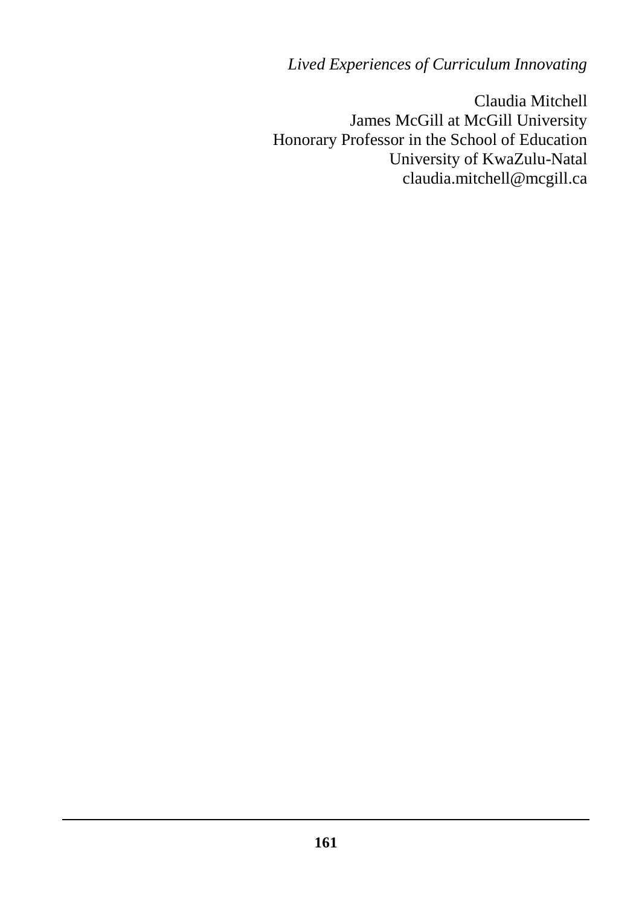*Lived Experiences of Curriculum Innovating*

Claudia Mitchell
James McGill at McGill University
Honorary Professor in the School of Education
University of KwaZulu-Natal
claudia.mitchell@mcgill.ca